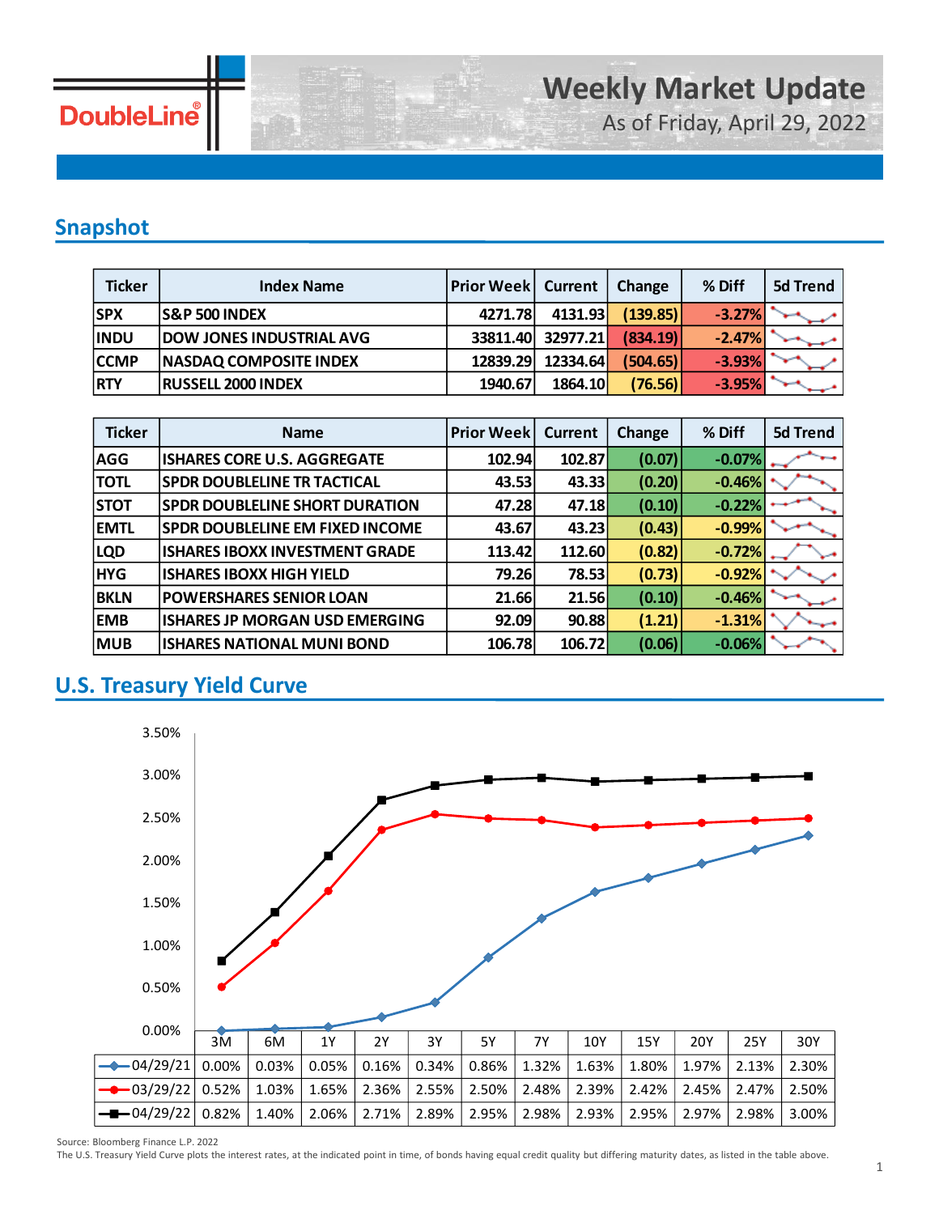# Weekly Market Update

As of Friday, April 29, 2022

## Snapshot

| Ticker | Index Name | Prior Week | Current | Change | % Diff | 5d Trend |
|---|---|---|---|---|---|---|
| SPX | S&P 500 INDEX | 4271.78 | 4131.93 | (139.85) | -3.27% | |
| INDU | DOW JONES INDUSTRIAL AVG | 33811.40 | 32977.21 | (834.19) | -2.47% | |
| CCMP | NASDAQ COMPOSITE INDEX | 12839.29 | 12334.64 | (504.65) | -3.93% | |
| RTY | RUSSELL 2000 INDEX | 1940.67 | 1864.10 | (76.56) | -3.95% | |

| Ticker | Name | Prior Week | Current | Change | % Diff | 5d Trend |
|---|---|---|---|---|---|---|
| AGG | ISHARES CORE U.S. AGGREGATE | 102.94 | 102.87 | (0.07) | -0.07% | |
| TOTL | SPDR DOUBLELINE TR TACTICAL | 43.53 | 43.33 | (0.20) | -0.46% | |
| STOT | SPDR DOUBLELINE SHORT DURATION | 47.28 | 47.18 | (0.10) | -0.22% | |
| EMTL | SPDR DOUBLELINE EM FIXED INCOME | 43.67 | 43.23 | (0.43) | -0.99% | |
| LQD | ISHARES IBOXX INVESTMENT GRADE | 113.42 | 112.60 | (0.82) | -0.72% | |
| HYG | ISHARES IBOXX HIGH YIELD | 79.26 | 78.53 | (0.73) | -0.92% | |
| BKLN | POWERSHARES SENIOR LOAN | 21.66 | 21.56 | (0.10) | -0.46% | |
| EMB | ISHARES JP MORGAN USD EMERGING | 92.09 | 90.88 | (1.21) | -1.31% | |
| MUB | ISHARES NATIONAL MUNI BOND | 106.78 | 106.72 | (0.06) | -0.06% | |

## U.S. Treasury Yield Curve

| | 3M | 6M | 1Y | 2Y | 3Y | 5Y | 7Y | 10Y | 15Y | 20Y | 25Y | 30Y |
|---|---|---|---|---|---|---|---|---|---|---|---|---|
| 04/29/21 | 0.00% | 0.03% | 0.05% | 0.16% | 0.34% | 0.86% | 1.32% | 1.63% | 1.80% | 1.97% | 2.13% | 2.30% |
| 03/29/22 | 0.52% | 1.03% | 1.65% | 2.36% | 2.55% | 2.50% | 2.48% | 2.39% | 2.42% | 2.45% | 2.47% | 2.50% |
| 04/29/22 | 0.82% | 1.40% | 2.06% | 2.71% | 2.89% | 2.95% | 2.98% | 2.93% | 2.95% | 2.97% | 2.98% | 3.00% |

Source: Bloomberg Finance L.P. 2022

The U.S. Treasury Yield Curve plots the interest rates, at the indicated point in time, of bonds having equal credit quality but differing maturity dates, as listed in the table above.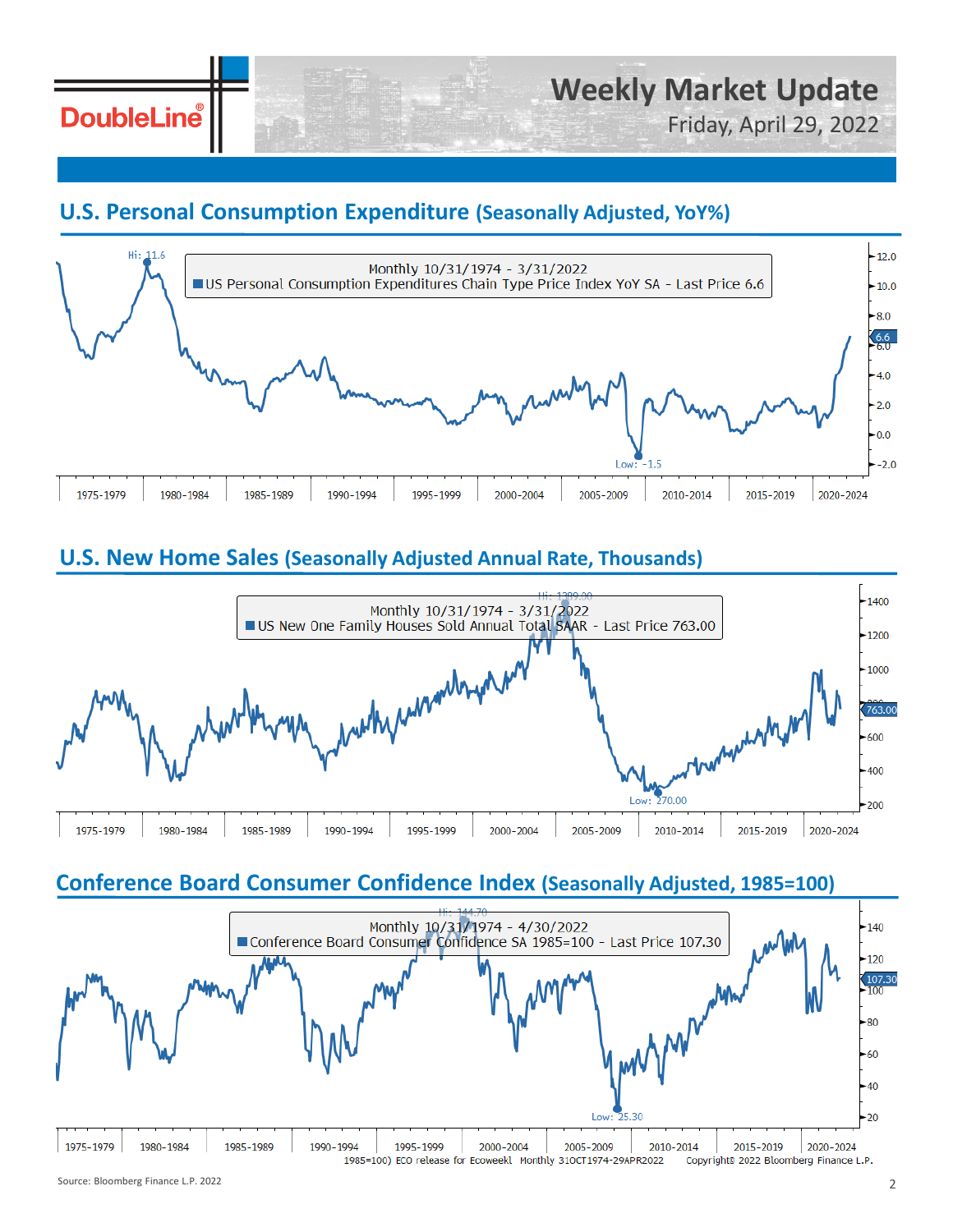# Weekly Market Update

Friday, April 29, 2022

## U.S. Personal Consumption Expenditure (Seasonally Adjusted, YoY%)

Monthly 10/31/1974 - 3/31/2022

US Personal Consumption Expenditures Chain Type Price Index YoY SA - Last Price 6.6

Hi: 11.6

Low: -1.5

1975-1979 | 1980-1984 | 1985-1989 | 1990-1994 | 1995-1999 | 2000-2004 | 2005-2009 | 2010-2014 | 2015-2019 | 2020-2024

## U.S. New Home Sales (Seasonally Adjusted Annual Rate, Thousands)

Monthly 10/31/1974 - 3/31/2022

US New One Family Houses Sold Annual Total SAAR - Last Price 763.00

Hi: 1389.00

Low: 270.00

1975-1979 | 1980-1984 | 1985-1989 | 1990-1994 | 1995-1999 | 2000-2004 | 2005-2009 | 2010-2014 | 2015-2019 | 2020-2024

## Conference Board Consumer Confidence Index (Seasonally Adjusted, 1985=100)

Monthly 10/31/1974 - 4/30/2022

Conference Board Consumer Confidence SA 1985=100 - Last Price 107.30

Hi: 144.70

Low: 25.30

1975-1979 | 1980-1984 | 1985-1989 | 1990-1994 | 1995-1999 | 2000-2004 | 2005-2009 | 2010-2014 | 2015-2019 | 2020-2024

1985=100) ECO release for Ecoweekl Monthly 31OCT1974-29APR2022 Copyright© 2022 Bloomberg Finance L.P.

Source: Bloomberg Finance L.P. 2022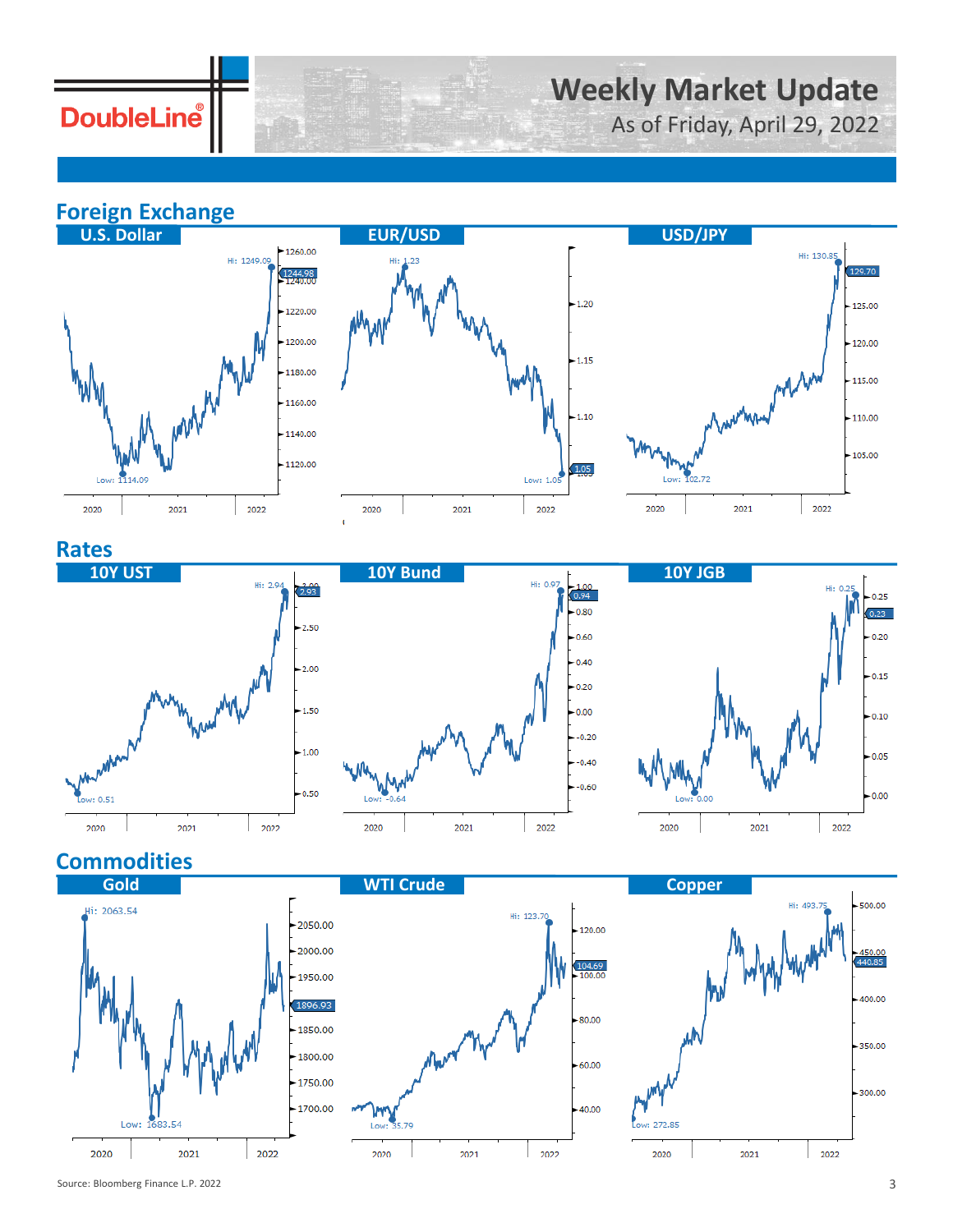# Weekly Market Update

As of Friday, April 29, 2022

## Foreign Exchange

### U.S. Dollar

Hi: 1249.09
1244.98
Low: 1114.09

### EUR/USD

Hi: 1.23
1.05
Low: 1.05

### USD/JPY

Hi: 130.85
129.70
Low: 102.72

## Rates

### 10Y UST

Hi: 2.94
2.93
Low: 0.51

### 10Y Bund

Hi: 0.97
0.94
Low: -0.64

### 10Y JGB

Hi: 0.25
0.23
Low: 0.00

## Commodities

### Gold

Hi: 2063.54
1896.93
Low: 1683.54

### WTI Crude

Hi: 123.70
104.69
Low: 35.79

### Copper

Hi: 493.75
440.85
Low: 272.85

Source: Bloomberg Finance L.P. 2022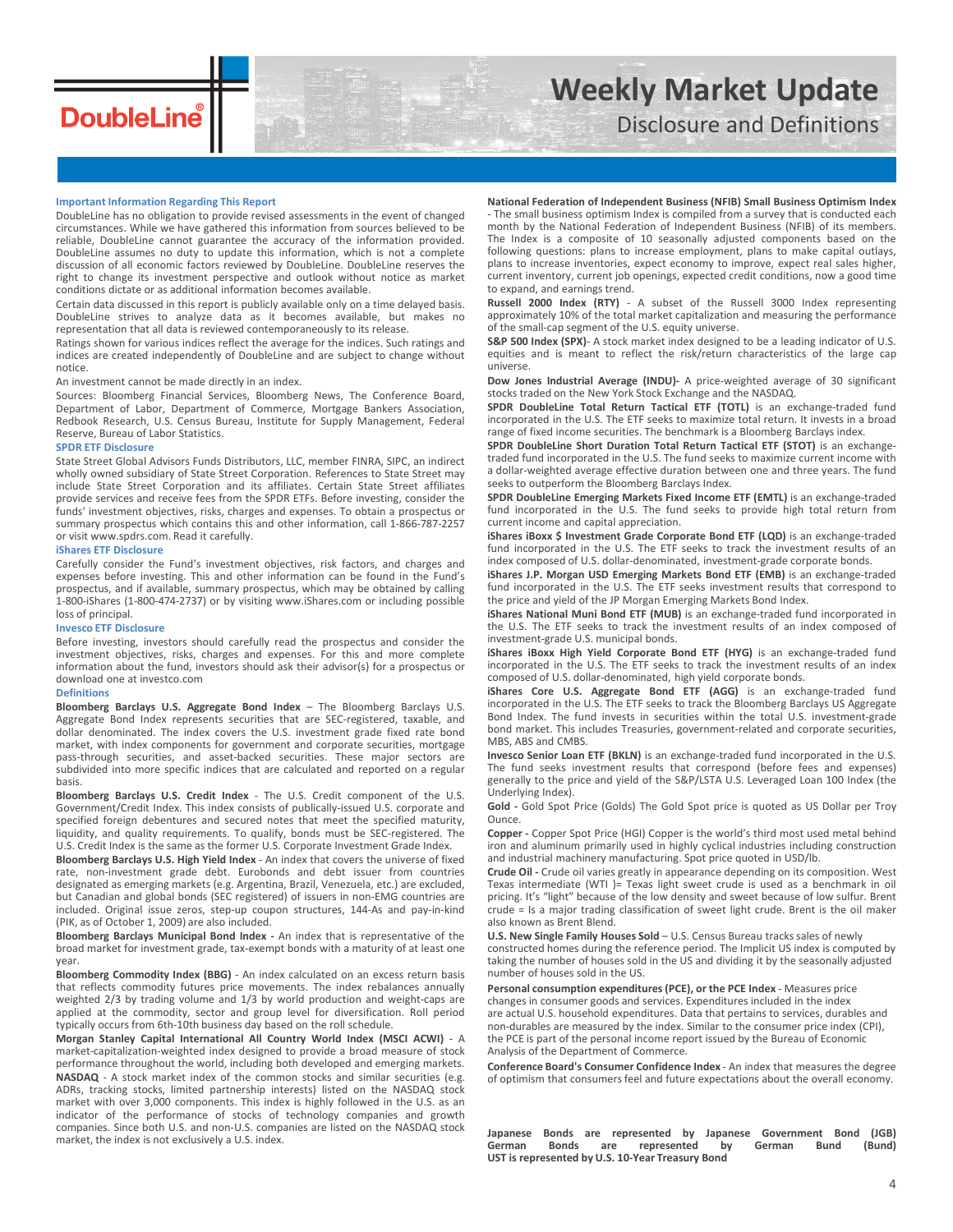# Weekly Market Update

## Disclosure and Definitions

### Important Information Regarding This Report

DoubleLine has no obligation to provide revised assessments in the event of changed circumstances. While we have gathered this information from sources believed to be reliable, DoubleLine cannot guarantee the accuracy of the information provided. DoubleLine assumes no duty to update this information, which is not a complete discussion of all economic factors reviewed by DoubleLine. DoubleLine reserves the right to change its investment perspective and outlook without notice as market conditions dictate or as additional information becomes available.

Certain data discussed in this report is publicly available only on a time delayed basis. DoubleLine strives to analyze data as it becomes available, but makes no representation that all data is reviewed contemporaneously to its release.

Ratings shown for various indices reflect the average for the indices. Such ratings and indices are created independently of DoubleLine and are subject to change without notice.

An investment cannot be made directly in an index.

Sources: Bloomberg Financial Services, Bloomberg News, The Conference Board, Department of Labor, Department of Commerce, Mortgage Bankers Association, Redbook Research, U.S. Census Bureau, Institute for Supply Management, Federal Reserve, Bureau of Labor Statistics.

### SPDR ETF Disclosure

State Street Global Advisors Funds Distributors, LLC, member FINRA, SIPC, an indirect wholly owned subsidiary of State Street Corporation. References to State Street may include State Street Corporation and its affiliates. Certain State Street affiliates provide services and receive fees from the SPDR ETFs. Before investing, consider the funds' investment objectives, risks, charges and expenses. To obtain a prospectus or summary prospectus which contains this and other information, call 1-866-787-2257 or visit www.spdrs.com. Read it carefully.

### iShares ETF Disclosure

Carefully consider the Fund's investment objectives, risk factors, and charges and expenses before investing. This and other information can be found in the Fund's prospectus, and if available, summary prospectus, which may be obtained by calling 1-800-iShares (1-800-474-2737) or by visiting www.iShares.com or including possible loss of principal.

### Invesco ETF Disclosure

Before investing, investors should carefully read the prospectus and consider the investment objectives, risks, charges and expenses. For this and more complete information about the fund, investors should ask their advisor(s) for a prospectus or download one at investco.com

### Definitions

**Bloomberg Barclays U.S. Aggregate Bond Index** – The Bloomberg Barclays U.S. Aggregate Bond Index represents securities that are SEC-registered, taxable, and dollar denominated. The index covers the U.S. investment grade fixed rate bond market, with index components for government and corporate securities, mortgage pass-through securities, and asset-backed securities. These major sectors are subdivided into more specific indices that are calculated and reported on a regular basis.

**Bloomberg Barclays U.S. Credit Index** - The U.S. Credit component of the U.S. Government/Credit Index. This index consists of publically-issued U.S. corporate and specified foreign debentures and secured notes that meet the specified maturity, liquidity, and quality requirements. To qualify, bonds must be SEC-registered. The U.S. Credit Index is the same as the former U.S. Corporate Investment Grade Index.

**Bloomberg Barclays U.S. High Yield Index** - An index that covers the universe of fixed rate, non-investment grade debt. Eurobonds and debt issuer from countries designated as emerging markets (e.g. Argentina, Brazil, Venezuela, etc.) are excluded, but Canadian and global bonds (SEC registered) of issuers in non-EMG countries are included. Original issue zeros, step-up coupon structures, 144-As and pay-in-kind (PIK, as of October 1, 2009) are also included.

**Bloomberg Barclays Municipal Bond Index -** An index that is representative of the broad market for investment grade, tax-exempt bonds with a maturity of at least one year.

**Bloomberg Commodity Index (BBG)** - An index calculated on an excess return basis that reflects commodity futures price movements. The index rebalances annually weighted 2/3 by trading volume and 1/3 by world production and weight-caps are applied at the commodity, sector and group level for diversification. Roll period typically occurs from 6th-10th business day based on the roll schedule.

**Morgan Stanley Capital International All Country World Index (MSCI ACWI)** - A market-capitalization-weighted index designed to provide a broad measure of stock performance throughout the world, including both developed and emerging markets.

**NASDAQ** - A stock market index of the common stocks and similar securities (e.g. ADRs, tracking stocks, limited partnership interests) listed on the NASDAQ stock market with over 3,000 components. This index is highly followed in the U.S. as an indicator of the performance of stocks of technology companies and growth companies. Since both U.S. and non-U.S. companies are listed on the NASDAQ stock market, the index is not exclusively a U.S. index.

**National Federation of Independent Business (NFIB) Small Business Optimism Index** - The small business optimism Index is compiled from a survey that is conducted each month by the National Federation of Independent Business (NFIB) of its members. The Index is a composite of 10 seasonally adjusted components based on the following questions: plans to increase employment, plans to make capital outlays, plans to increase inventories, expect economy to improve, expect real sales higher, current inventory, current job openings, expected credit conditions, now a good time to expand, and earnings trend.

**Russell 2000 Index (RTY)** - A subset of the Russell 3000 Index representing approximately 10% of the total market capitalization and measuring the performance of the small-cap segment of the U.S. equity universe.

**S&P 500 Index (SPX)**- A stock market index designed to be a leading indicator of U.S. equities and is meant to reflect the risk/return characteristics of the large cap universe.

**Dow Jones Industrial Average (INDU)-** A price-weighted average of 30 significant stocks traded on the New York Stock Exchange and the NASDAQ.

**SPDR DoubleLine Total Return Tactical ETF (TOTL)** is an exchange-traded fund incorporated in the U.S. The ETF seeks to maximize total return. It invests in a broad range of fixed income securities. The benchmark is a Bloomberg Barclays index.

**SPDR DoubleLine Short Duration Total Return Tactical ETF (STOT)** is an exchange-traded fund incorporated in the U.S. The fund seeks to maximize current income with a dollar-weighted average effective duration between one and three years. The fund seeks to outperform the Bloomberg Barclays Index.

**SPDR DoubleLine Emerging Markets Fixed Income ETF (EMTL)** is an exchange-traded fund incorporated in the U.S. The fund seeks to provide high total return from current income and capital appreciation.

**iShares iBoxx $ Investment Grade Corporate Bond ETF (LQD)** is an exchange-traded fund incorporated in the U.S. The ETF seeks to track the investment results of an index composed of U.S. dollar-denominated, investment-grade corporate bonds.

**iShares J.P. Morgan USD Emerging Markets Bond ETF (EMB)** is an exchange-traded fund incorporated in the U.S. The ETF seeks investment results that correspond to the price and yield of the JP Morgan Emerging Markets Bond Index.

**iShares National Muni Bond ETF (MUB)** is an exchange-traded fund incorporated in the U.S. The ETF seeks to track the investment results of an index composed of investment-grade U.S. municipal bonds.

**iShares iBoxx High Yield Corporate Bond ETF (HYG)** is an exchange-traded fund incorporated in the U.S. The ETF seeks to track the investment results of an index composed of U.S. dollar-denominated, high yield corporate bonds.

**iShares Core U.S. Aggregate Bond ETF (AGG)** is an exchange-traded fund incorporated in the U.S. The ETF seeks to track the Bloomberg Barclays US Aggregate Bond Index. The fund invests in securities within the total U.S. investment-grade bond market. This includes Treasuries, government-related and corporate securities, MBS, ABS and CMBS.

**Invesco Senior Loan ETF (BKLN)** is an exchange-traded fund incorporated in the U.S. The fund seeks investment results that correspond (before fees and expenses) generally to the price and yield of the S&P/LSTA U.S. Leveraged Loan 100 Index (the Underlying Index).

**Gold -** Gold Spot Price (Golds) The Gold Spot price is quoted as US Dollar per Troy Ounce.

**Copper -** Copper Spot Price (HGI) Copper is the world's third most used metal behind iron and aluminum primarily used in highly cyclical industries including construction and industrial machinery manufacturing. Spot price quoted in USD/lb.

**Crude Oil -** Crude oil varies greatly in appearance depending on its composition. West Texas intermediate (WTI )= Texas light sweet crude is used as a benchmark in oil pricing. It's "light" because of the low density and sweet because of low sulfur. Brent crude = Is a major trading classification of sweet light crude. Brent is the oil maker also known as Brent Blend.

**U.S. New Single Family Houses Sold** – U.S. Census Bureau tracks sales of newly constructed homes during the reference period. The Implicit US index is computed by taking the number of houses sold in the US and dividing it by the seasonally adjusted number of houses sold in the US.

**Personal consumption expenditures (PCE), or the PCE Index** - Measures price changes in consumer goods and services. Expenditures included in the index are actual U.S. household expenditures. Data that pertains to services, durables and non-durables are measured by the index. Similar to the consumer price index (CPI), the PCE is part of the personal income report issued by the Bureau of Economic Analysis of the Department of Commerce.

**Conference Board's Consumer Confidence Index** - An index that measures the degree of optimism that consumers feel and future expectations about the overall economy.

**Japanese Bonds are represented by Japanese Government Bond (JGB)**
**German Bonds are represented by German Bund (Bund)**
**UST is represented by U.S. 10-Year Treasury Bond**